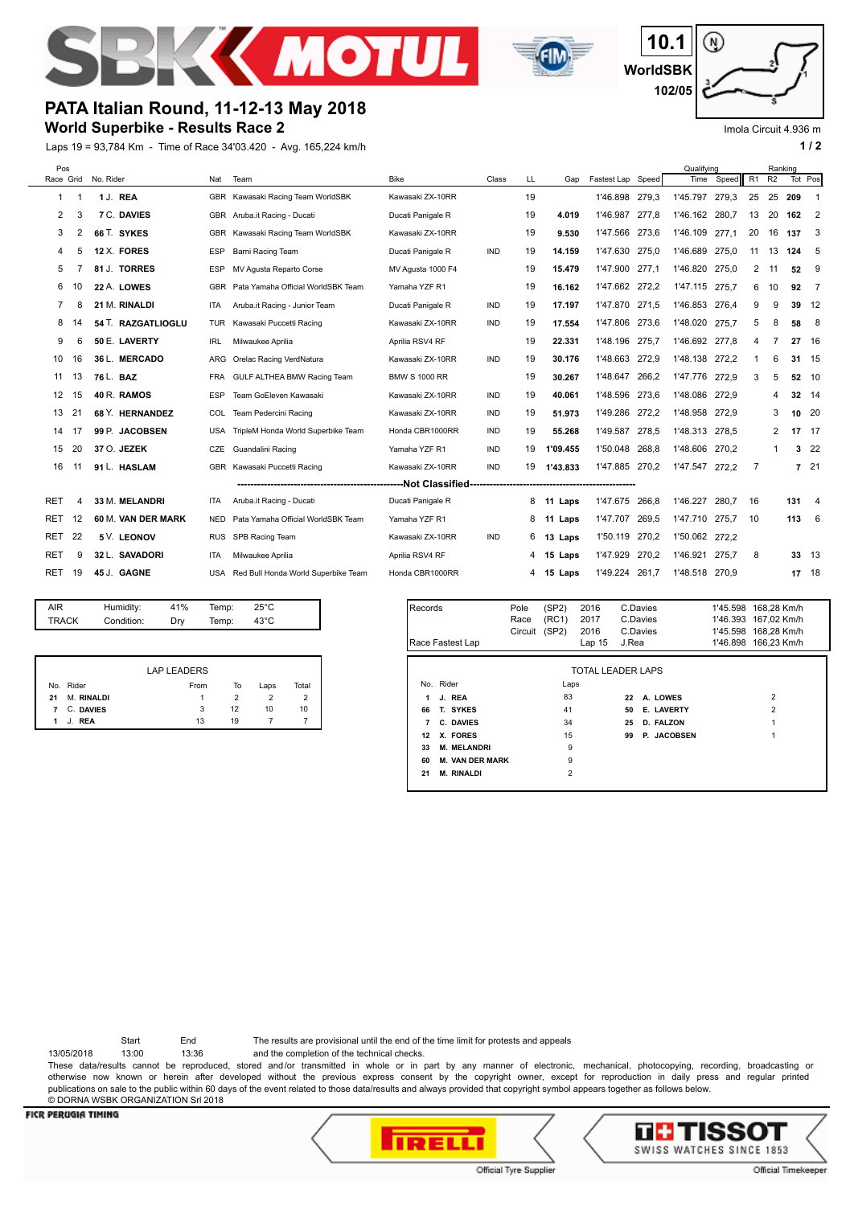10.1
WorldSBK
102/05

# PATA Italian Round, 11-12-13 May 2018

## World Superbike - Results Race 2

Imola Circuit 4.936 m

Laps 19 = 93,784 Km - Time of Race 34'03.420 - Avg. 165,224 km/h

| Pos Race | Pos Grid | No. | Rider | Nat | Team | Bike | Class | LL | Gap | Fastest Lap | Speed | Qualifying Time | Qualifying Speed | Ranking R1 | Ranking R2 | Ranking Tot | Ranking Pos |
|---|---|---|---|---|---|---|---|---|---|---|---|---|---|---|---|---|---|
| 1 | 1 | 1 | J. **REA** | GBR | Kawasaki Racing Team WorldSBK | Kawasaki ZX-10RR | | 19 | | 1'46.898 | 279,3 | 1'45.797 | 279,3 | 25 | 25 | **209** | 1 |
| 2 | 3 | 7 | C. **DAVIES** | GBR | Aruba.it Racing - Ducati | Ducati Panigale R | | 19 | **4.019** | 1'46.987 | 277,8 | 1'46.162 | 280,7 | 13 | 20 | **162** | 2 |
| 3 | 2 | 66 | T. **SYKES** | GBR | Kawasaki Racing Team WorldSBK | Kawasaki ZX-10RR | | 19 | **9.530** | 1'47.566 | 273,6 | 1'46.109 | 277,1 | 20 | 16 | **137** | 3 |
| 4 | 5 | 12 | X. **FORES** | ESP | Barni Racing Team | Ducati Panigale R | IND | 19 | **14.159** | 1'47.630 | 275,0 | 1'46.689 | 275,0 | 11 | 13 | **124** | 5 |
| 5 | 7 | 81 | J. **TORRES** | ESP | MV Agusta Reparto Corse | MV Agusta 1000 F4 | | 19 | **15.479** | 1'47.900 | 277,1 | 1'46.820 | 275,0 | 2 | 11 | **52** | 9 |
| 6 | 10 | 22 | A. **LOWES** | GBR | Pata Yamaha Official WorldSBK Team | Yamaha YZF R1 | | 19 | **16.162** | 1'47.662 | 272,2 | 1'47.115 | 275,7 | 6 | 10 | **92** | 7 |
| 7 | 8 | 21 | M. **RINALDI** | ITA | Aruba.it Racing - Junior Team | Ducati Panigale R | IND | 19 | **17.197** | 1'47.870 | 271,5 | 1'46.853 | 276,4 | 9 | 9 | **39** | 12 |
| 8 | 14 | 54 | T. **RAZGATLIOGLU** | TUR | Kawasaki Puccetti Racing | Kawasaki ZX-10RR | IND | 19 | **17.554** | 1'47.806 | 273,6 | 1'48.020 | 275,7 | 5 | 8 | **58** | 8 |
| 9 | 6 | 50 | E. **LAVERTY** | IRL | Milwaukee Aprilia | Aprilia RSV4 RF | | 19 | **22.331** | 1'48.196 | 275,7 | 1'46.692 | 277,8 | 4 | 7 | **27** | 16 |
| 10 | 16 | 36 | L. **MERCADO** | ARG | Orelac Racing VerdNatura | Kawasaki ZX-10RR | IND | 19 | **30.176** | 1'48.663 | 272,9 | 1'48.138 | 272,2 | 1 | 6 | **31** | 15 |
| 11 | 13 | 76 | L. **BAZ** | FRA | GULF ALTHEA BMW Racing Team | BMW S 1000 RR | | 19 | **30.267** | 1'48.647 | 266,2 | 1'47.776 | 272,9 | 3 | 5 | **52** | 10 |
| 12 | 15 | 40 | R. **RAMOS** | ESP | Team GoEleven Kawasaki | Kawasaki ZX-10RR | IND | 19 | **40.061** | 1'48.596 | 273,6 | 1'48.086 | 272,9 | | 4 | **32** | 14 |
| 13 | 21 | 68 | Y. **HERNANDEZ** | COL | Team Pedercini Racing | Kawasaki ZX-10RR | IND | 19 | **51.973** | 1'49.286 | 272,2 | 1'48.958 | 272,9 | | 3 | **10** | 20 |
| 14 | 17 | 99 | P. **JACOBSEN** | USA | TripleM Honda World Superbike Team | Honda CBR1000RR | IND | 19 | **55.268** | 1'49.587 | 278,5 | 1'48.313 | 278,5 | | 2 | **17** | 17 |
| 15 | 20 | 37 | O. **JEZEK** | CZE | Guandalini Racing | Yamaha YZF R1 | IND | 19 | **1'09.455** | 1'50.048 | 268,8 | 1'48.606 | 270,2 | | 1 | **3** | 22 |
| 16 | 11 | 91 | L. **HASLAM** | GBR | Kawasaki Puccetti Racing | Kawasaki ZX-10RR | IND | 19 | **1'43.833** | 1'47.885 | 270,2 | 1'47.547 | 272,2 | 7 | | **7** | 21 |
| | | | **Not Classified** | | | | | | | | | | | | | | |
| RET | 4 | 33 | M. **MELANDRI** | ITA | Aruba.it Racing - Ducati | Ducati Panigale R | | 8 | **11 Laps** | 1'47.675 | 266,8 | 1'46.227 | 280,7 | 16 | | **131** | 4 |
| RET | 12 | 60 | M. **VAN DER MARK** | NED | Pata Yamaha Official WorldSBK Team | Yamaha YZF R1 | | 8 | **11 Laps** | 1'47.707 | 269,5 | 1'47.710 | 275,7 | 10 | | **113** | 6 |
| RET | 22 | 5 | V. **LEONOV** | RUS | SPB Racing Team | Kawasaki ZX-10RR | IND | 6 | **13 Laps** | 1'50.119 | 270,2 | 1'50.062 | 272,2 | | | | |
| RET | 9 | 32 | L. **SAVADORI** | ITA | Milwaukee Aprilia | Aprilia RSV4 RF | | 4 | **15 Laps** | 1'47.929 | 270,2 | 1'46.921 | 275,7 | 8 | | **33** | 13 |
| RET | 19 | 45 | J. **GAGNE** | USA | Red Bull Honda World Superbike Team | Honda CBR1000RR | | 4 | **15 Laps** | 1'49.224 | 261,7 | 1'48.518 | 270,9 | | | **17** | 18 |

| | | | | |
|---|---|---|---|---|
| AIR | Humidity: | 41% | Temp: | 25°C |
| TRACK | Condition: | Dry | Temp: | 43°C |

| Records | | | | | | |
|---|---|---|---|---|---|---|
| | Pole | (SP2) | 2016 | C.Davies | 1'45.598 | 168,28 Km/h |
| | Race | (RC1) | 2017 | C.Davies | 1'46.393 | 167,02 Km/h |
| | Circuit | (SP2) | 2016 | C.Davies | 1'45.598 | 168,28 Km/h |
| Race Fastest Lap | | | Lap 15 | J.Rea | 1'46.898 | 166,23 Km/h |

**LAP LEADERS**

| No. | Rider | From | To | Laps | Total |
|---|---|---|---|---|---|
| 21 | M. **RINALDI** | 1 | 2 | 2 | 2 |
| 7 | C. **DAVIES** | 3 | 12 | 10 | 10 |
| 1 | J. **REA** | 13 | 19 | 7 | 7 |

**TOTAL LEADER LAPS**

| No. | Rider | Laps | No. | Rider | Laps |
|---|---|---|---|---|---|
| 1 | J. REA | 83 | 22 | A. LOWES | 2 |
| 66 | T. SYKES | 41 | 50 | E. LAVERTY | 2 |
| 7 | C. DAVIES | 34 | 25 | D. FALZON | 1 |
| 12 | X. FORES | 15 | 99 | P. JACOBSEN | 1 |
| 33 | M. MELANDRI | 9 | | | |
| 60 | M. VAN DER MARK | 9 | | | |
| 21 | M. RINALDI | 2 | | | |

| | Start | End |
|---|---|---|
| 13/05/2018 | 13:00 | 13:36 |

The results are provisional until the end of the time limit for protests and appeals and the completion of the technical checks.

These data/results cannot be reproduced, stored and/or transmitted in whole or in part by any manner of electronic, mechanical, photocopying, recording, broadcasting or otherwise now known or herein after developed without the previous express consent by the copyright owner, except for reproduction in daily press and regular printed publications on sale to the public within 60 days of the event related to those data/results and always provided that copyright symbol appears together as follows below.

© DORNA WSBK ORGANIZATION Srl 2018

FICR PERUGIA TIMING

Official Tyre Supplier

Official Timekeeper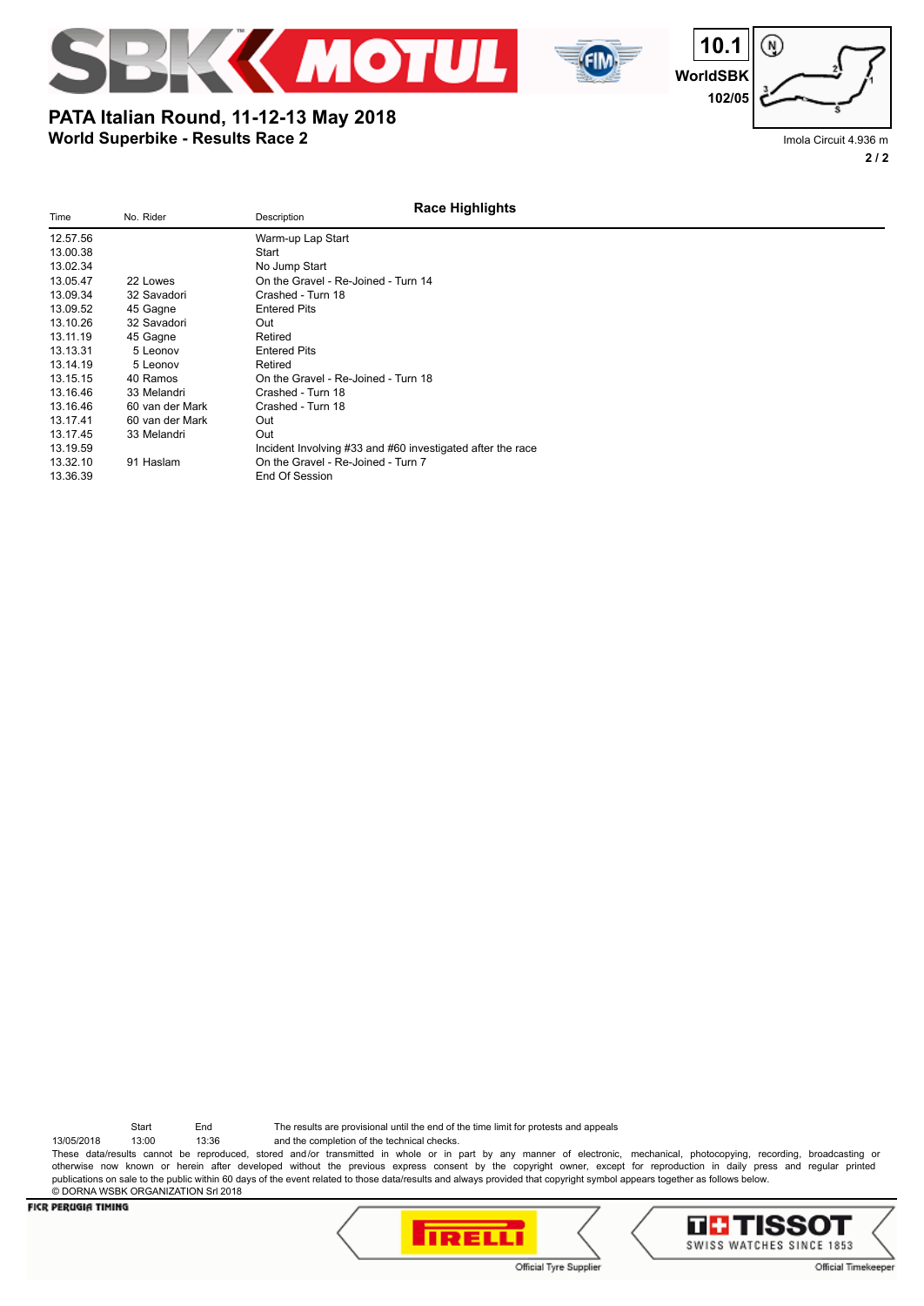## PATA Italian Round, 11-12-13 May 2018
### World Superbike - Results Race 2

10.1
WorldSBK
102/05

Imola Circuit 4.936 m

### Race Highlights

| Time | No. Rider | Description |
|---|---|---|
| 12.57.56 | | Warm-up Lap Start |
| 13.00.38 | | Start |
| 13.02.34 | | No Jump Start |
| 13.05.47 | 22 Lowes | On the Gravel - Re-Joined - Turn 14 |
| 13.09.34 | 32 Savadori | Crashed - Turn 18 |
| 13.09.52 | 45 Gagne | Entered Pits |
| 13.10.26 | 32 Savadori | Out |
| 13.11.19 | 45 Gagne | Retired |
| 13.13.31 | 5 Leonov | Entered Pits |
| 13.14.19 | 5 Leonov | Retired |
| 13.15.15 | 40 Ramos | On the Gravel - Re-Joined - Turn 18 |
| 13.16.46 | 33 Melandri | Crashed - Turn 18 |
| 13.16.46 | 60 van der Mark | Crashed - Turn 18 |
| 13.17.41 | 60 van der Mark | Out |
| 13.17.45 | 33 Melandri | Out |
| 13.19.59 | | Incident Involving #33 and #60 investigated after the race |
| 13.32.10 | 91 Haslam | On the Gravel - Re-Joined - Turn 7 |
| 13.36.39 | | End Of Session |

| | Start | End |
|---|---|---|
| 13/05/2018 | 13:00 | 13:36 |

The results are provisional until the end of the time limit for protests and appeals and the completion of the technical checks.

These data/results cannot be reproduced, stored and/or transmitted in whole or in part by any manner of electronic, mechanical, photocopying, recording, broadcasting or otherwise now known or herein after developed without the previous express consent by the copyright owner, except for reproduction in daily press and regular printed publications on sale to the public within 60 days of the event related to those data/results and always provided that copyright symbol appears together as follows below.
© DORNA WSBK ORGANIZATION Srl 2018

FICR PERUGIA TIMING

Official Tyre Supplier

Official Timekeeper